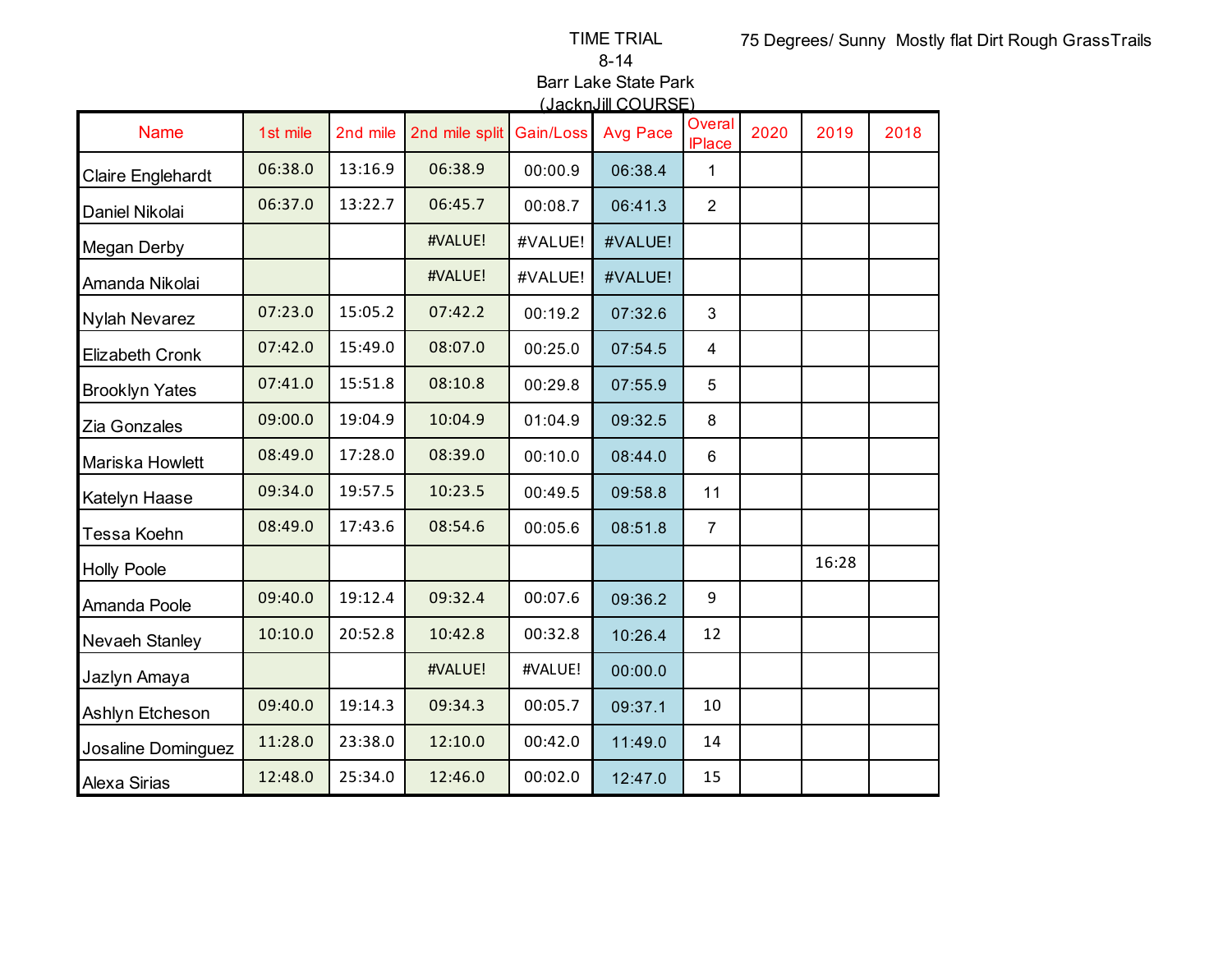TIME TRIAL
8-14
Barr Lake State Park
(JacknJill COURSE)

75 Degrees/ Sunny Mostly flat Dirt Rough GrassTrails

| Name | 1st mile | 2nd mile | 2nd mile split | Gain/Loss | Avg Pace | Overal lPlace | 2020 | 2019 | 2018 |
|---|---|---|---|---|---|---|---|---|---|
| Claire Englehardt | 06:38.0 | 13:16.9 | 06:38.9 | 00:00.9 | 06:38.4 | 1 | | | |
| Daniel Nikolai | 06:37.0 | 13:22.7 | 06:45.7 | 00:08.7 | 06:41.3 | 2 | | | |
| Megan Derby | | | #VALUE! | #VALUE! | #VALUE! | | | | |
| Amanda Nikolai | | | #VALUE! | #VALUE! | #VALUE! | | | | |
| Nylah Nevarez | 07:23.0 | 15:05.2 | 07:42.2 | 00:19.2 | 07:32.6 | 3 | | | |
| Elizabeth Cronk | 07:42.0 | 15:49.0 | 08:07.0 | 00:25.0 | 07:54.5 | 4 | | | |
| Brooklyn Yates | 07:41.0 | 15:51.8 | 08:10.8 | 00:29.8 | 07:55.9 | 5 | | | |
| Zia Gonzales | 09:00.0 | 19:04.9 | 10:04.9 | 01:04.9 | 09:32.5 | 8 | | | |
| Mariska Howlett | 08:49.0 | 17:28.0 | 08:39.0 | 00:10.0 | 08:44.0 | 6 | | | |
| Katelyn Haase | 09:34.0 | 19:57.5 | 10:23.5 | 00:49.5 | 09:58.8 | 11 | | | |
| Tessa Koehn | 08:49.0 | 17:43.6 | 08:54.6 | 00:05.6 | 08:51.8 | 7 | | | |
| Holly Poole | | | | | | | | 16:28 | |
| Amanda Poole | 09:40.0 | 19:12.4 | 09:32.4 | 00:07.6 | 09:36.2 | 9 | | | |
| Nevaeh Stanley | 10:10.0 | 20:52.8 | 10:42.8 | 00:32.8 | 10:26.4 | 12 | | | |
| Jazlyn Amaya | | | #VALUE! | #VALUE! | 00:00.0 | | | | |
| Ashlyn Etcheson | 09:40.0 | 19:14.3 | 09:34.3 | 00:05.7 | 09:37.1 | 10 | | | |
| Josaline Dominguez | 11:28.0 | 23:38.0 | 12:10.0 | 00:42.0 | 11:49.0 | 14 | | | |
| Alexa Sirias | 12:48.0 | 25:34.0 | 12:46.0 | 00:02.0 | 12:47.0 | 15 | | | |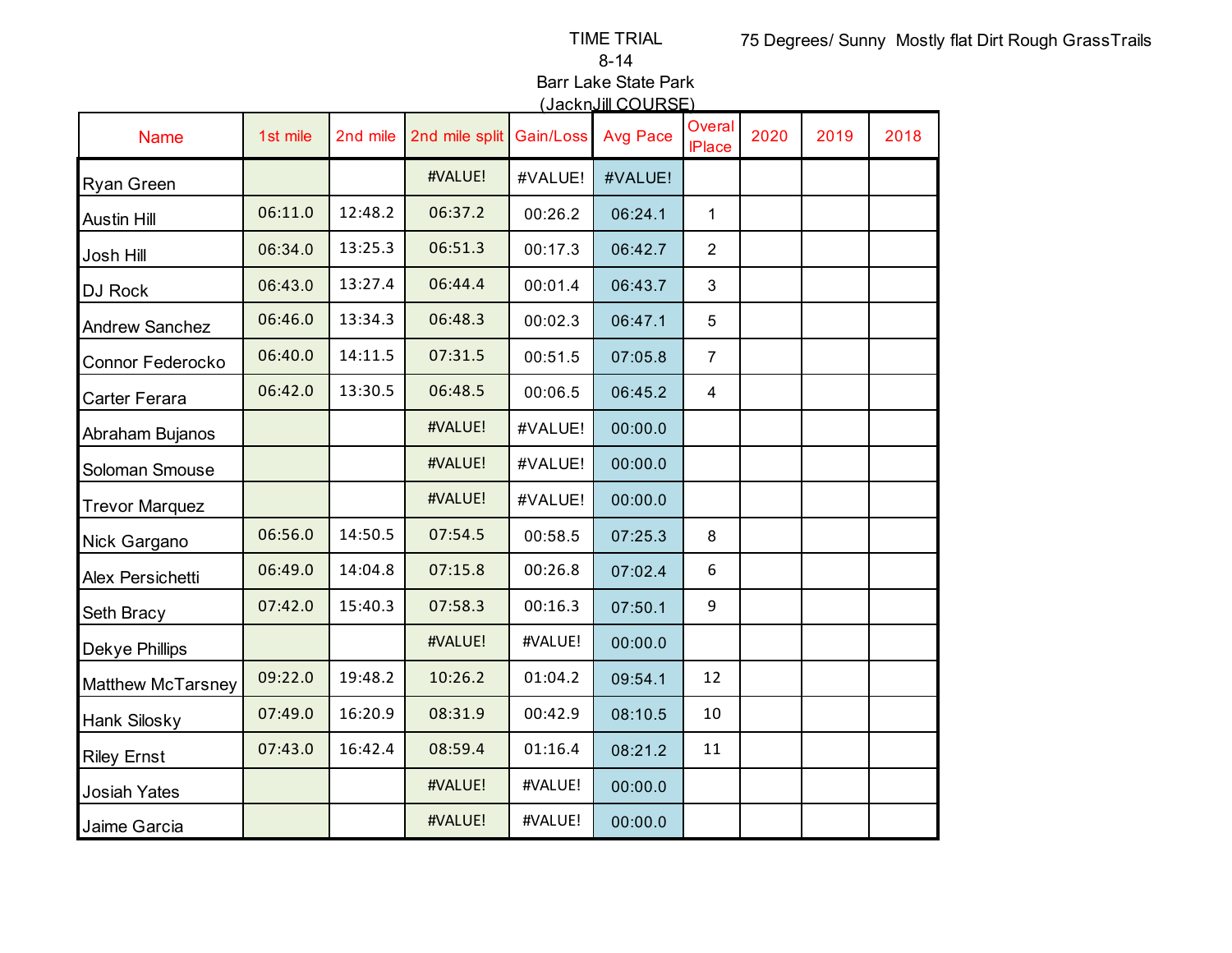TIME TRIAL
8-14
Barr Lake State Park
(JacknJill COURSE)

75 Degrees/ Sunny Mostly flat Dirt Rough GrassTrails

| Name | 1st mile | 2nd mile | 2nd mile split | Gain/Loss | Avg Pace | Overal lPlace | 2020 | 2019 | 2018 |
|---|---|---|---|---|---|---|---|---|---|
| Ryan Green | | | #VALUE! | #VALUE! | #VALUE! | | | | |
| Austin Hill | 06:11.0 | 12:48.2 | 06:37.2 | 00:26.2 | 06:24.1 | 1 | | | |
| Josh Hill | 06:34.0 | 13:25.3 | 06:51.3 | 00:17.3 | 06:42.7 | 2 | | | |
| DJ Rock | 06:43.0 | 13:27.4 | 06:44.4 | 00:01.4 | 06:43.7 | 3 | | | |
| Andrew Sanchez | 06:46.0 | 13:34.3 | 06:48.3 | 00:02.3 | 06:47.1 | 5 | | | |
| Connor Federocko | 06:40.0 | 14:11.5 | 07:31.5 | 00:51.5 | 07:05.8 | 7 | | | |
| Carter Ferara | 06:42.0 | 13:30.5 | 06:48.5 | 00:06.5 | 06:45.2 | 4 | | | |
| Abraham Bujanos | | | #VALUE! | #VALUE! | 00:00.0 | | | | |
| Soloman Smouse | | | #VALUE! | #VALUE! | 00:00.0 | | | | |
| Trevor Marquez | | | #VALUE! | #VALUE! | 00:00.0 | | | | |
| Nick Gargano | 06:56.0 | 14:50.5 | 07:54.5 | 00:58.5 | 07:25.3 | 8 | | | |
| Alex Persichetti | 06:49.0 | 14:04.8 | 07:15.8 | 00:26.8 | 07:02.4 | 6 | | | |
| Seth Bracy | 07:42.0 | 15:40.3 | 07:58.3 | 00:16.3 | 07:50.1 | 9 | | | |
| Dekye Phillips | | | #VALUE! | #VALUE! | 00:00.0 | | | | |
| Matthew McTarsney | 09:22.0 | 19:48.2 | 10:26.2 | 01:04.2 | 09:54.1 | 12 | | | |
| Hank Silosky | 07:49.0 | 16:20.9 | 08:31.9 | 00:42.9 | 08:10.5 | 10 | | | |
| Riley Ernst | 07:43.0 | 16:42.4 | 08:59.4 | 01:16.4 | 08:21.2 | 11 | | | |
| Josiah Yates | | | #VALUE! | #VALUE! | 00:00.0 | | | | |
| Jaime Garcia | | | #VALUE! | #VALUE! | 00:00.0 | | | | |